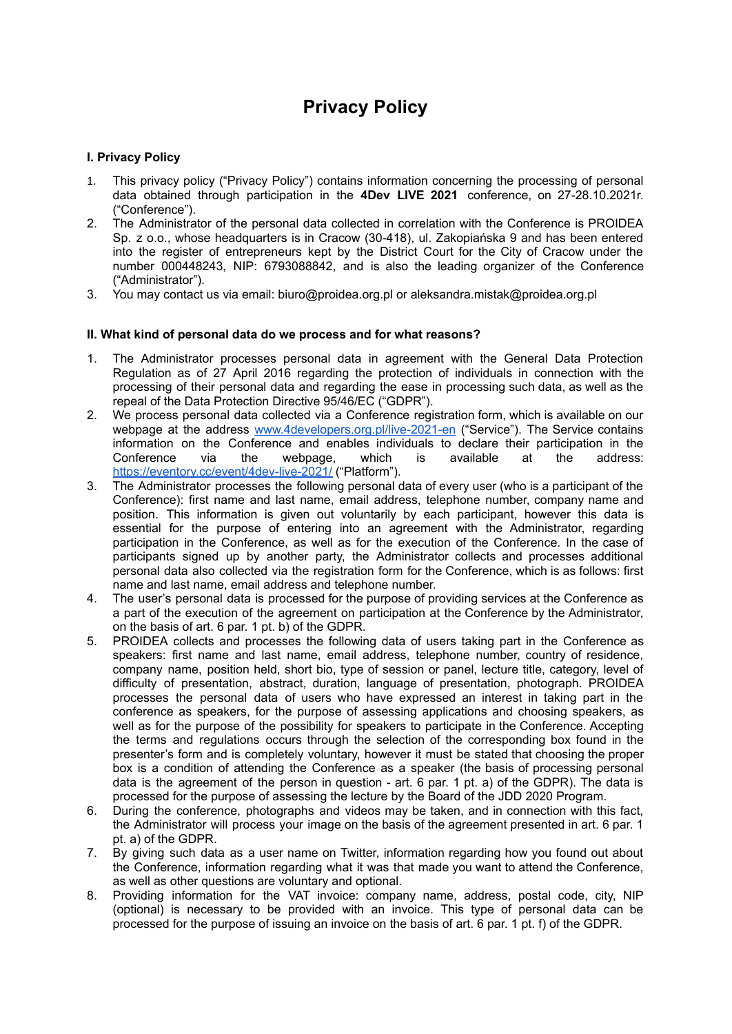# Privacy Policy

## I. Privacy Policy

1. This privacy policy ("Privacy Policy") contains information concerning the processing of personal data obtained through participation in the **4Dev LIVE 2021** conference, on 27-28.10.2021r. ("Conference").
2. The Administrator of the personal data collected in correlation with the Conference is PROIDEA Sp. z o.o., whose headquarters is in Cracow (30-418), ul. Zakopiańska 9 and has been entered into the register of entrepreneurs kept by the District Court for the City of Cracow under the number 000448243, NIP: 6793088842, and is also the leading organizer of the Conference ("Administrator").
3. You may contact us via email: biuro@proidea.org.pl or aleksandra.mistak@proidea.org.pl

## II. What kind of personal data do we process and for what reasons?

1. The Administrator processes personal data in agreement with the General Data Protection Regulation as of 27 April 2016 regarding the protection of individuals in connection with the processing of their personal data and regarding the ease in processing such data, as well as the repeal of the Data Protection Directive 95/46/EC ("GDPR").
2. We process personal data collected via a Conference registration form, which is available on our webpage at the address [www.4developers.org.pl/live-2021-en](www.4developers.org.pl/live-2021-en) ("Service"). The Service contains information on the Conference and enables individuals to declare their participation in the Conference via the webpage, which is available at the address: [https://eventory.cc/event/4dev-live-2021/](https://eventory.cc/event/4dev-live-2021/) ("Platform").
3. The Administrator processes the following personal data of every user (who is a participant of the Conference): first name and last name, email address, telephone number, company name and position. This information is given out voluntarily by each participant, however this data is essential for the purpose of entering into an agreement with the Administrator, regarding participation in the Conference, as well as for the execution of the Conference. In the case of participants signed up by another party, the Administrator collects and processes additional personal data also collected via the registration form for the Conference, which is as follows: first name and last name, email address and telephone number.
4. The user's personal data is processed for the purpose of providing services at the Conference as a part of the execution of the agreement on participation at the Conference by the Administrator, on the basis of art. 6 par. 1 pt. b) of the GDPR.
5. PROIDEA collects and processes the following data of users taking part in the Conference as speakers: first name and last name, email address, telephone number, country of residence, company name, position held, short bio, type of session or panel, lecture title, category, level of difficulty of presentation, abstract, duration, language of presentation, photograph. PROIDEA processes the personal data of users who have expressed an interest in taking part in the conference as speakers, for the purpose of assessing applications and choosing speakers, as well as for the purpose of the possibility for speakers to participate in the Conference. Accepting the terms and regulations occurs through the selection of the corresponding box found in the presenter's form and is completely voluntary, however it must be stated that choosing the proper box is a condition of attending the Conference as a speaker (the basis of processing personal data is the agreement of the person in question - art. 6 par. 1 pt. a) of the GDPR). The data is processed for the purpose of assessing the lecture by the Board of the JDD 2020 Program.
6. During the conference, photographs and videos may be taken, and in connection with this fact, the Administrator will process your image on the basis of the agreement presented in art. 6 par. 1 pt. a) of the GDPR.
7. By giving such data as a user name on Twitter, information regarding how you found out about the Conference, information regarding what it was that made you want to attend the Conference, as well as other questions are voluntary and optional.
8. Providing information for the VAT invoice: company name, address, postal code, city, NIP (optional) is necessary to be provided with an invoice. This type of personal data can be processed for the purpose of issuing an invoice on the basis of art. 6 par. 1 pt. f) of the GDPR.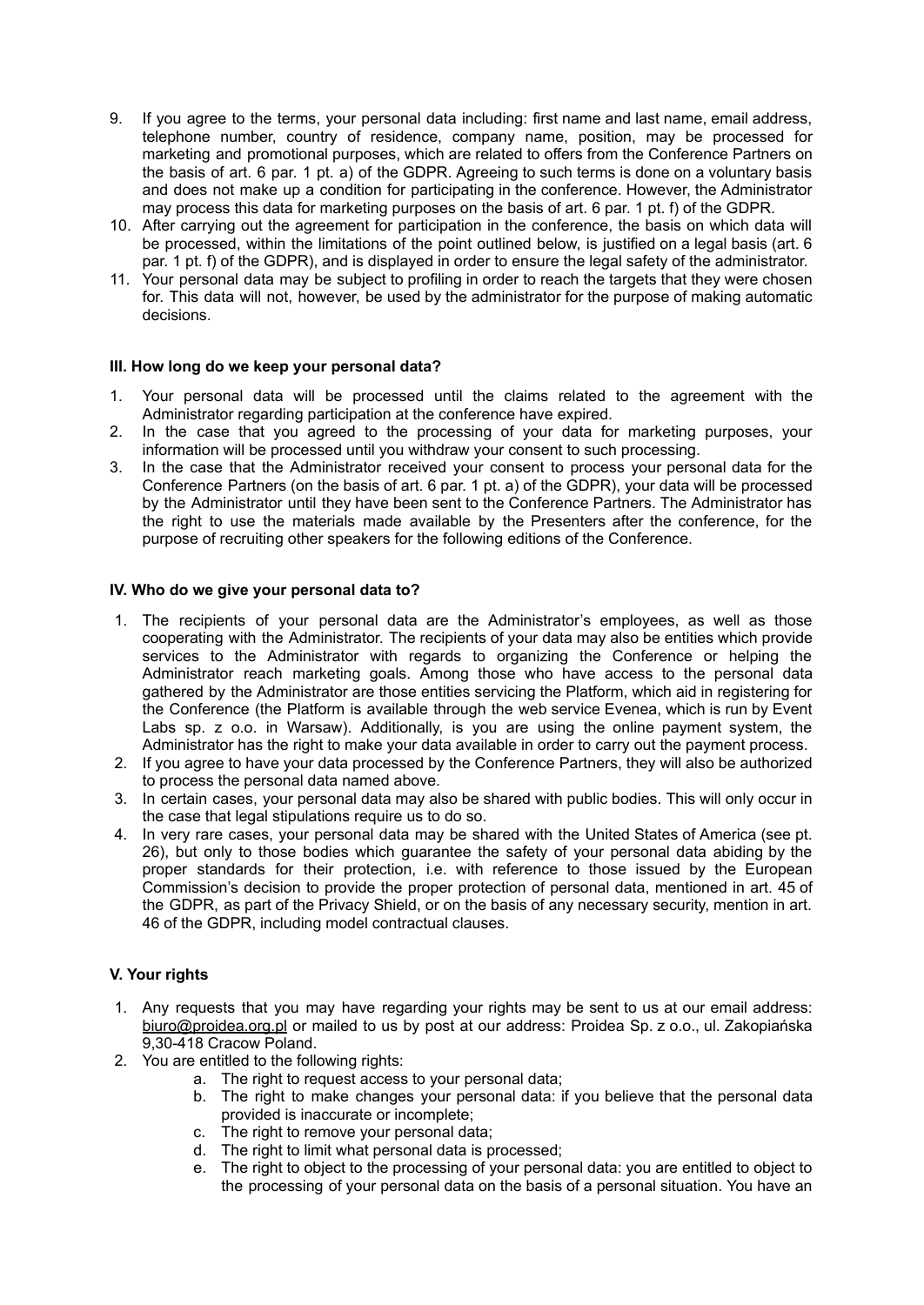9. If you agree to the terms, your personal data including: first name and last name, email address, telephone number, country of residence, company name, position, may be processed for marketing and promotional purposes, which are related to offers from the Conference Partners on the basis of art. 6 par. 1 pt. a) of the GDPR. Agreeing to such terms is done on a voluntary basis and does not make up a condition for participating in the conference. However, the Administrator may process this data for marketing purposes on the basis of art. 6 par. 1 pt. f) of the GDPR.
10. After carrying out the agreement for participation in the conference, the basis on which data will be processed, within the limitations of the point outlined below, is justified on a legal basis (art. 6 par. 1 pt. f) of the GDPR), and is displayed in order to ensure the legal safety of the administrator.
11. Your personal data may be subject to profiling in order to reach the targets that they were chosen for. This data will not, however, be used by the administrator for the purpose of making automatic decisions.

**III. How long do we keep your personal data?**

1. Your personal data will be processed until the claims related to the agreement with the Administrator regarding participation at the conference have expired.
2. In the case that you agreed to the processing of your data for marketing purposes, your information will be processed until you withdraw your consent to such processing.
3. In the case that the Administrator received your consent to process your personal data for the Conference Partners (on the basis of art. 6 par. 1 pt. a) of the GDPR), your data will be processed by the Administrator until they have been sent to the Conference Partners. The Administrator has the right to use the materials made available by the Presenters after the conference, for the purpose of recruiting other speakers for the following editions of the Conference.

**IV. Who do we give your personal data to?**

1. The recipients of your personal data are the Administrator's employees, as well as those cooperating with the Administrator. The recipients of your data may also be entities which provide services to the Administrator with regards to organizing the Conference or helping the Administrator reach marketing goals. Among those who have access to the personal data gathered by the Administrator are those entities servicing the Platform, which aid in registering for the Conference (the Platform is available through the web service Evenea, which is run by Event Labs sp. z o.o. in Warsaw). Additionally, is you are using the online payment system, the Administrator has the right to make your data available in order to carry out the payment process.
2. If you agree to have your data processed by the Conference Partners, they will also be authorized to process the personal data named above.
3. In certain cases, your personal data may also be shared with public bodies. This will only occur in the case that legal stipulations require us to do so.
4. In very rare cases, your personal data may be shared with the United States of America (see pt. 26), but only to those bodies which guarantee the safety of your personal data abiding by the proper standards for their protection, i.e. with reference to those issued by the European Commission's decision to provide the proper protection of personal data, mentioned in art. 45 of the GDPR, as part of the Privacy Shield, or on the basis of any necessary security, mention in art. 46 of the GDPR, including model contractual clauses.

**V. Your rights**

1. Any requests that you may have regarding your rights may be sent to us at our email address: biuro@proidea.org.pl or mailed to us by post at our address: Proidea Sp. z o.o., ul. Zakopiańska 9,30-418 Cracow Poland.
2. You are entitled to the following rights:
    a. The right to request access to your personal data;
    b. The right to make changes your personal data: if you believe that the personal data provided is inaccurate or incomplete;
    c. The right to remove your personal data;
    d. The right to limit what personal data is processed;
    e. The right to object to the processing of your personal data: you are entitled to object to the processing of your personal data on the basis of a personal situation. You have an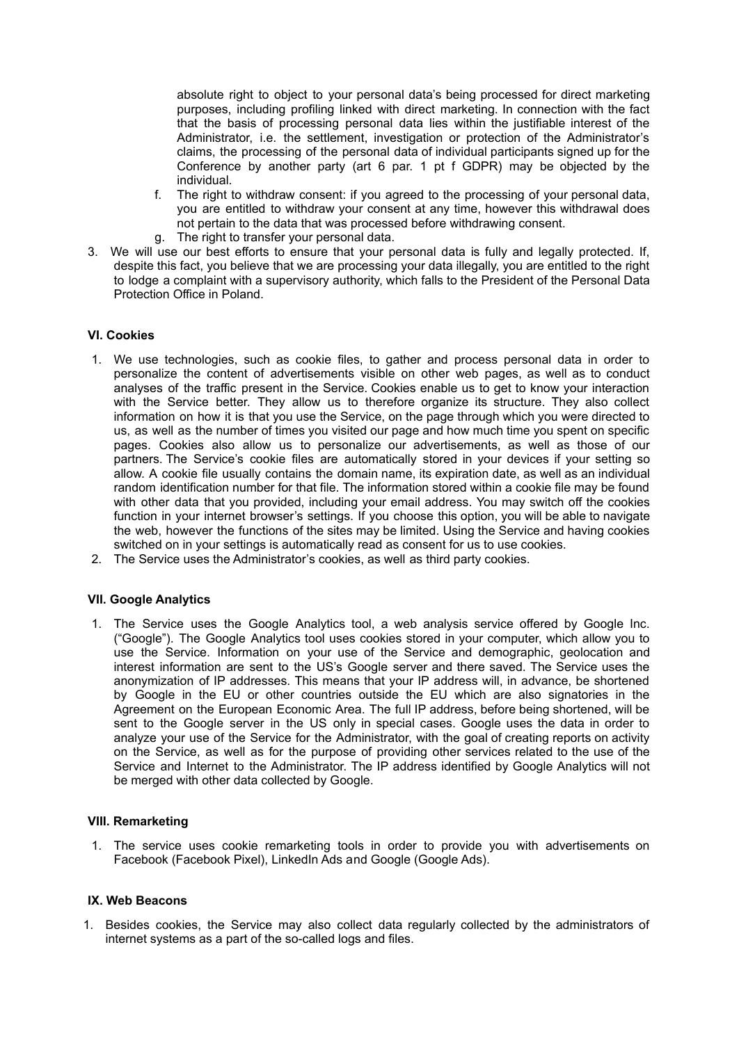absolute right to object to your personal data's being processed for direct marketing purposes, including profiling linked with direct marketing. In connection with the fact that the basis of processing personal data lies within the justifiable interest of the Administrator, i.e. the settlement, investigation or protection of the Administrator's claims, the processing of the personal data of individual participants signed up for the Conference by another party (art 6 par. 1 pt f GDPR) may be objected by the individual.

f. The right to withdraw consent: if you agreed to the processing of your personal data, you are entitled to withdraw your consent at any time, however this withdrawal does not pertain to the data that was processed before withdrawing consent.
g. The right to transfer your personal data.

3. We will use our best efforts to ensure that your personal data is fully and legally protected. If, despite this fact, you believe that we are processing your data illegally, you are entitled to the right to lodge a complaint with a supervisory authority, which falls to the President of the Personal Data Protection Office in Poland.

### VI. Cookies

1. We use technologies, such as cookie files, to gather and process personal data in order to personalize the content of advertisements visible on other web pages, as well as to conduct analyses of the traffic present in the Service. Cookies enable us to get to know your interaction with the Service better. They allow us to therefore organize its structure. They also collect information on how it is that you use the Service, on the page through which you were directed to us, as well as the number of times you visited our page and how much time you spent on specific pages. Cookies also allow us to personalize our advertisements, as well as those of our partners. The Service's cookie files are automatically stored in your devices if your setting so allow. A cookie file usually contains the domain name, its expiration date, as well as an individual random identification number for that file. The information stored within a cookie file may be found with other data that you provided, including your email address. You may switch off the cookies function in your internet browser's settings. If you choose this option, you will be able to navigate the web, however the functions of the sites may be limited. Using the Service and having cookies switched on in your settings is automatically read as consent for us to use cookies.
2. The Service uses the Administrator's cookies, as well as third party cookies.

### VII. Google Analytics

1. The Service uses the Google Analytics tool, a web analysis service offered by Google Inc. ("Google"). The Google Analytics tool uses cookies stored in your computer, which allow you to use the Service. Information on your use of the Service and demographic, geolocation and interest information are sent to the US's Google server and there saved. The Service uses the anonymization of IP addresses. This means that your IP address will, in advance, be shortened by Google in the EU or other countries outside the EU which are also signatories in the Agreement on the European Economic Area. The full IP address, before being shortened, will be sent to the Google server in the US only in special cases. Google uses the data in order to analyze your use of the Service for the Administrator, with the goal of creating reports on activity on the Service, as well as for the purpose of providing other services related to the use of the Service and Internet to the Administrator. The IP address identified by Google Analytics will not be merged with other data collected by Google.

### VIII. Remarketing

1. The service uses cookie remarketing tools in order to provide you with advertisements on Facebook (Facebook Pixel), LinkedIn Ads and Google (Google Ads).

### IX. Web Beacons

1. Besides cookies, the Service may also collect data regularly collected by the administrators of internet systems as a part of the so-called logs and files.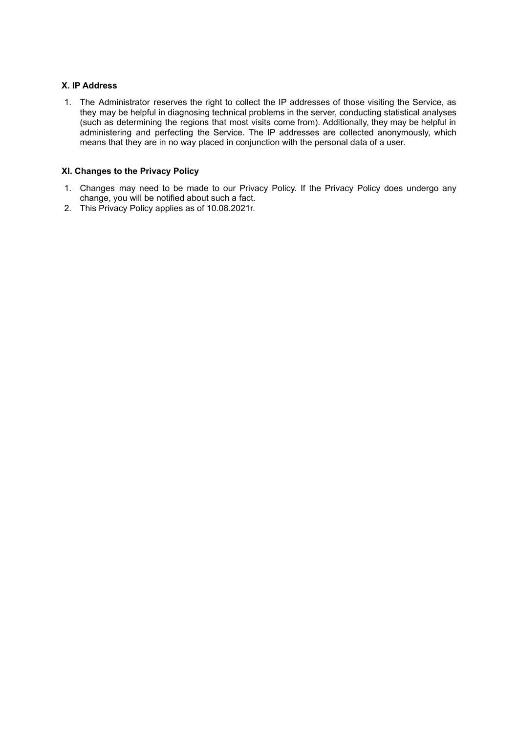### X. IP Address

1. The Administrator reserves the right to collect the IP addresses of those visiting the Service, as they may be helpful in diagnosing technical problems in the server, conducting statistical analyses (such as determining the regions that most visits come from). Additionally, they may be helpful in administering and perfecting the Service. The IP addresses are collected anonymously, which means that they are in no way placed in conjunction with the personal data of a user.

### XI. Changes to the Privacy Policy

1. Changes may need to be made to our Privacy Policy. If the Privacy Policy does undergo any change, you will be notified about such a fact.
2. This Privacy Policy applies as of 10.08.2021r.